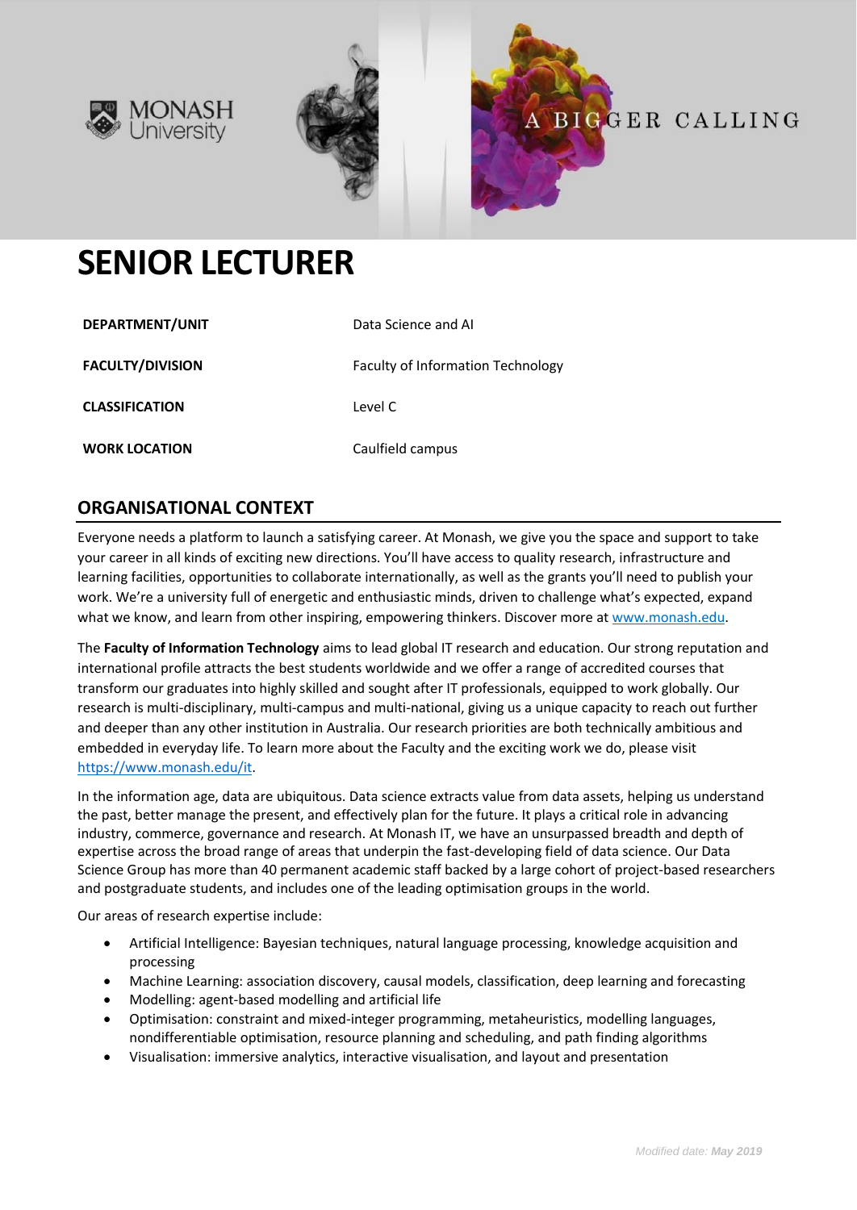# SENIOR LECTURER

| | |
|---|---|
| **DEPARTMENT/UNIT** | Data Science and AI |
| **FACULTY/DIVISION** | Faculty of Information Technology |
| **CLASSIFICATION** | Level C |
| **WORK LOCATION** | Caulfield campus |

## ORGANISATIONAL CONTEXT

Everyone needs a platform to launch a satisfying career. At Monash, we give you the space and support to take your career in all kinds of exciting new directions. You'll have access to quality research, infrastructure and learning facilities, opportunities to collaborate internationally, as well as the grants you'll need to publish your work. We're a university full of energetic and enthusiastic minds, driven to challenge what's expected, expand what we know, and learn from other inspiring, empowering thinkers. Discover more at www.monash.edu.

The **Faculty of Information Technology** aims to lead global IT research and education. Our strong reputation and international profile attracts the best students worldwide and we offer a range of accredited courses that transform our graduates into highly skilled and sought after IT professionals, equipped to work globally. Our research is multi-disciplinary, multi-campus and multi-national, giving us a unique capacity to reach out further and deeper than any other institution in Australia. Our research priorities are both technically ambitious and embedded in everyday life. To learn more about the Faculty and the exciting work we do, please visit https://www.monash.edu/it.

In the information age, data are ubiquitous. Data science extracts value from data assets, helping us understand the past, better manage the present, and effectively plan for the future. It plays a critical role in advancing industry, commerce, governance and research. At Monash IT, we have an unsurpassed breadth and depth of expertise across the broad range of areas that underpin the fast-developing field of data science. Our Data Science Group has more than 40 permanent academic staff backed by a large cohort of project-based researchers and postgraduate students, and includes one of the leading optimisation groups in the world.

Our areas of research expertise include:

- Artificial Intelligence: Bayesian techniques, natural language processing, knowledge acquisition and processing
- Machine Learning: association discovery, causal models, classification, deep learning and forecasting
- Modelling: agent-based modelling and artificial life
- Optimisation: constraint and mixed-integer programming, metaheuristics, modelling languages, nondifferentiable optimisation, resource planning and scheduling, and path finding algorithms
- Visualisation: immersive analytics, interactive visualisation, and layout and presentation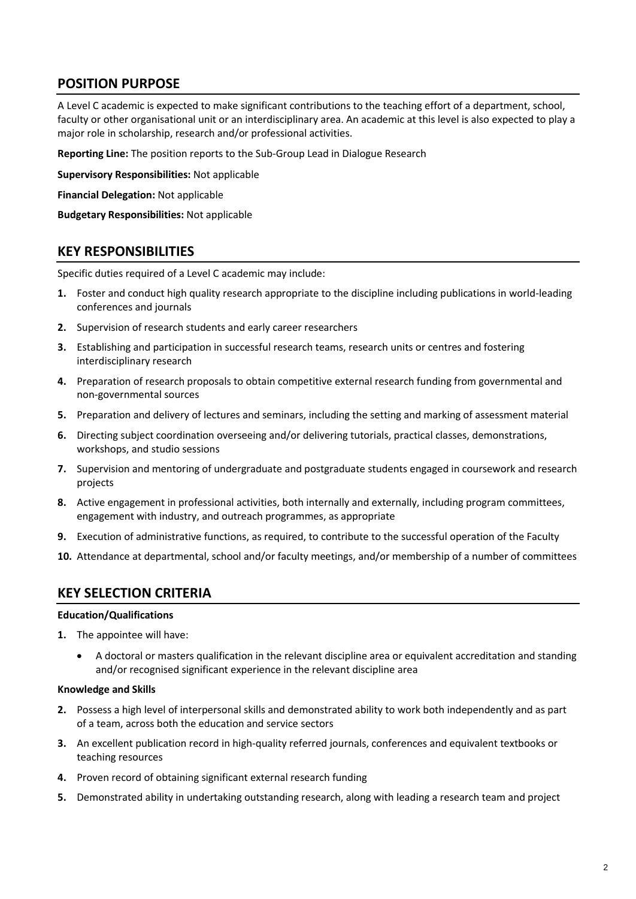## POSITION PURPOSE

A Level C academic is expected to make significant contributions to the teaching effort of a department, school, faculty or other organisational unit or an interdisciplinary area. An academic at this level is also expected to play a major role in scholarship, research and/or professional activities.

**Reporting Line:** The position reports to the Sub-Group Lead in Dialogue Research

**Supervisory Responsibilities:** Not applicable

**Financial Delegation:** Not applicable

**Budgetary Responsibilities:** Not applicable

## KEY RESPONSIBILITIES

Specific duties required of a Level C academic may include:

1. Foster and conduct high quality research appropriate to the discipline including publications in world-leading conferences and journals
2. Supervision of research students and early career researchers
3. Establishing and participation in successful research teams, research units or centres and fostering interdisciplinary research
4. Preparation of research proposals to obtain competitive external research funding from governmental and non-governmental sources
5. Preparation and delivery of lectures and seminars, including the setting and marking of assessment material
6. Directing subject coordination overseeing and/or delivering tutorials, practical classes, demonstrations, workshops, and studio sessions
7. Supervision and mentoring of undergraduate and postgraduate students engaged in coursework and research projects
8. Active engagement in professional activities, both internally and externally, including program committees, engagement with industry, and outreach programmes, as appropriate
9. Execution of administrative functions, as required, to contribute to the successful operation of the Faculty
10. Attendance at departmental, school and/or faculty meetings, and/or membership of a number of committees

## KEY SELECTION CRITERIA

**Education/Qualifications**

1. The appointee will have:
    - A doctoral or masters qualification in the relevant discipline area or equivalent accreditation and standing and/or recognised significant experience in the relevant discipline area

**Knowledge and Skills**

2. Possess a high level of interpersonal skills and demonstrated ability to work both independently and as part of a team, across both the education and service sectors
3. An excellent publication record in high-quality referred journals, conferences and equivalent textbooks or teaching resources
4. Proven record of obtaining significant external research funding
5. Demonstrated ability in undertaking outstanding research, along with leading a research team and project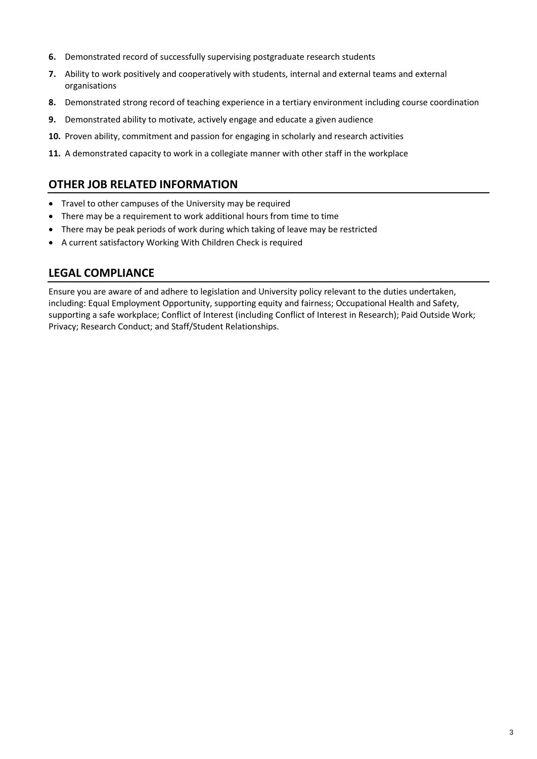**6.** Demonstrated record of successfully supervising postgraduate research students

**7.** Ability to work positively and cooperatively with students, internal and external teams and external organisations

**8.** Demonstrated strong record of teaching experience in a tertiary environment including course coordination

**9.** Demonstrated ability to motivate, actively engage and educate a given audience

**10.** Proven ability, commitment and passion for engaging in scholarly and research activities

**11.** A demonstrated capacity to work in a collegiate manner with other staff in the workplace

## OTHER JOB RELATED INFORMATION

- Travel to other campuses of the University may be required
- There may be a requirement to work additional hours from time to time
- There may be peak periods of work during which taking of leave may be restricted
- A current satisfactory Working With Children Check is required

## LEGAL COMPLIANCE

Ensure you are aware of and adhere to legislation and University policy relevant to the duties undertaken, including: Equal Employment Opportunity, supporting equity and fairness; Occupational Health and Safety, supporting a safe workplace; Conflict of Interest (including Conflict of Interest in Research); Paid Outside Work; Privacy; Research Conduct; and Staff/Student Relationships.